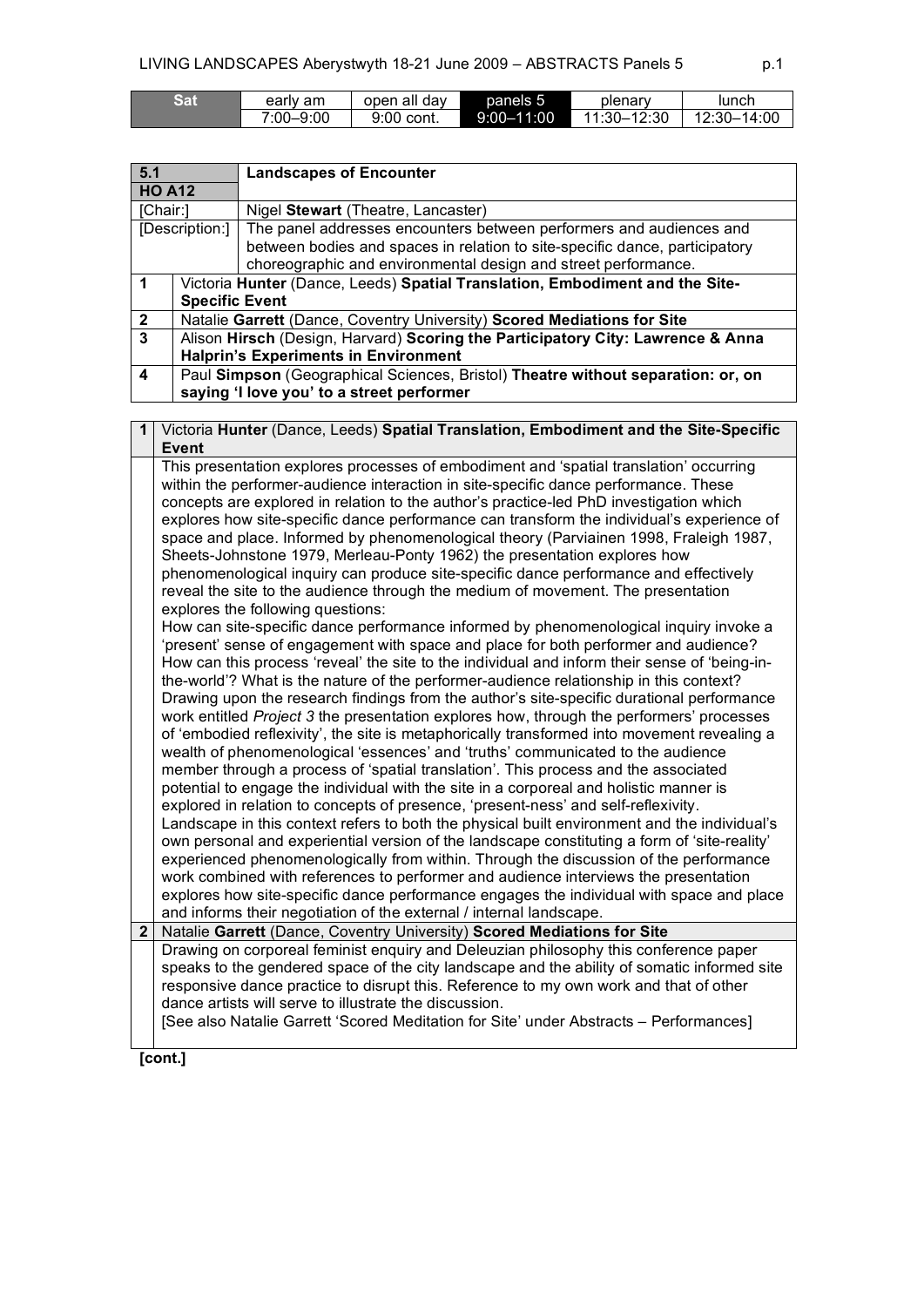| Sat | early am | open all day | panels 5 | plenary | lunch |
|---|---|---|---|---|---|
| | 7:00–9:00 | 9:00 cont. | 9:00–11:00 | 11:30–12:30 | 12:30–14:00 |

| 5.1 HO A12 | Landscapes of Encounter |
|---|---|
| [Chair:] | Nigel **Stewart** (Theatre, Lancaster) |
| [Description:] | The panel addresses encounters between performers and audiences and between bodies and spaces in relation to site-specific dance, participatory choreographic and environmental design and street performance. |
| 1 | Victoria **Hunter** (Dance, Leeds) **Spatial Translation, Embodiment and the Site-Specific Event** |
| 2 | Natalie **Garrett** (Dance, Coventry University) **Scored Mediations for Site** |
| 3 | Alison **Hirsch** (Design, Harvard) **Scoring the Participatory City: Lawrence & Anna Halprin's Experiments in Environment** |
| 4 | Paul **Simpson** (Geographical Sciences, Bristol) **Theatre without separation: or, on saying 'I love you' to a street performer** |

**1** Victoria **Hunter** (Dance, Leeds) **Spatial Translation, Embodiment and the Site-Specific Event**

This presentation explores processes of embodiment and 'spatial translation' occurring within the performer-audience interaction in site-specific dance performance. These concepts are explored in relation to the author's practice-led PhD investigation which explores how site-specific dance performance can transform the individual's experience of space and place. Informed by phenomenological theory (Parviainen 1998, Fraleigh 1987, Sheets-Johnstone 1979, Merleau-Ponty 1962) the presentation explores how phenomenological inquiry can produce site-specific dance performance and effectively reveal the site to the audience through the medium of movement. The presentation explores the following questions:
How can site-specific dance performance informed by phenomenological inquiry invoke a 'present' sense of engagement with space and place for both performer and audience? How can this process 'reveal' the site to the individual and inform their sense of 'being-in-the-world'? What is the nature of the performer-audience relationship in this context?
Drawing upon the research findings from the author's site-specific durational performance work entitled *Project 3* the presentation explores how, through the performers' processes of 'embodied reflexivity', the site is metaphorically transformed into movement revealing a wealth of phenomenological 'essences' and 'truths' communicated to the audience member through a process of 'spatial translation'. This process and the associated potential to engage the individual with the site in a corporeal and holistic manner is explored in relation to concepts of presence, 'present-ness' and self-reflexivity.
Landscape in this context refers to both the physical built environment and the individual's own personal and experiential version of the landscape constituting a form of 'site-reality' experienced phenomenologically from within. Through the discussion of the performance work combined with references to performer and audience interviews the presentation explores how site-specific dance performance engages the individual with space and place and informs their negotiation of the external / internal landscape.

**2** Natalie **Garrett** (Dance, Coventry University) **Scored Mediations for Site**

Drawing on corporeal feminist enquiry and Deleuzian philosophy this conference paper speaks to the gendered space of the city landscape and the ability of somatic informed site responsive dance practice to disrupt this. Reference to my own work and that of other dance artists will serve to illustrate the discussion.
[See also Natalie Garrett 'Scored Meditation for Site' under Abstracts – Performances]

**[cont.]**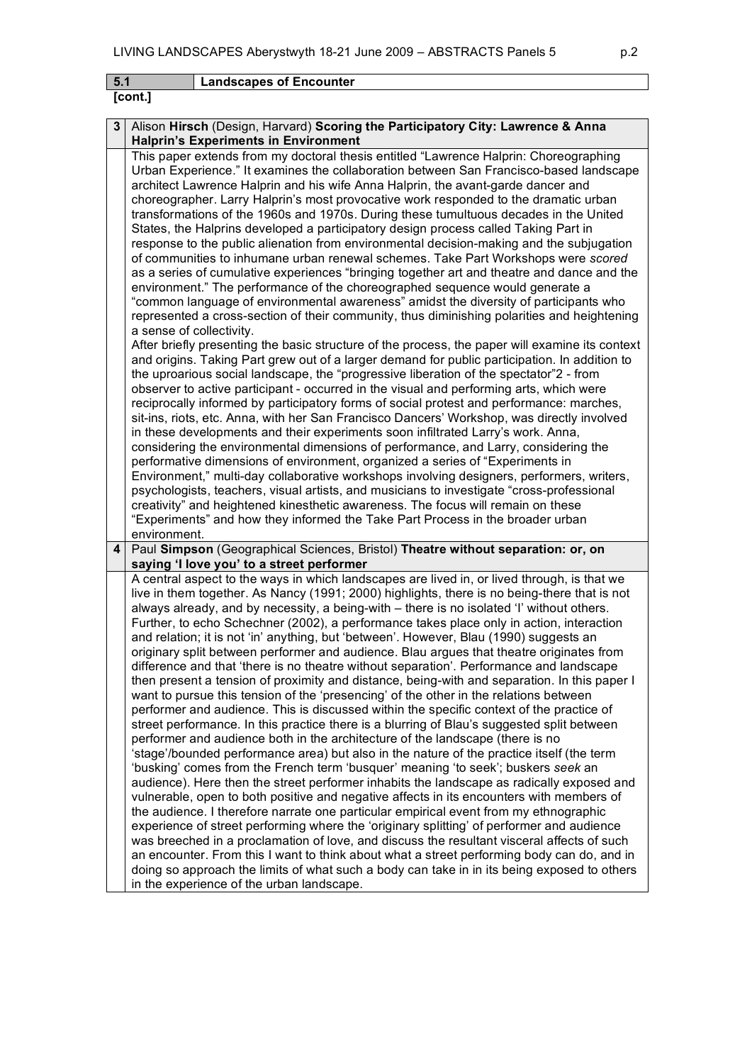| 5.1 | Landscapes of Encounter |
|---|---|

**[cont.]**

**3** Alison **Hirsch** (Design, Harvard) **Scoring the Participatory City: Lawrence & Anna Halprin's Experiments in Environment**

This paper extends from my doctoral thesis entitled "Lawrence Halprin: Choreographing Urban Experience." It examines the collaboration between San Francisco-based landscape architect Lawrence Halprin and his wife Anna Halprin, the avant-garde dancer and choreographer. Larry Halprin's most provocative work responded to the dramatic urban transformations of the 1960s and 1970s. During these tumultuous decades in the United States, the Halprins developed a participatory design process called Taking Part in response to the public alienation from environmental decision-making and the subjugation of communities to inhumane urban renewal schemes. Take Part Workshops were *scored* as a series of cumulative experiences "bringing together art and theatre and dance and the environment." The performance of the choreographed sequence would generate a "common language of environmental awareness" amidst the diversity of participants who represented a cross-section of their community, thus diminishing polarities and heightening a sense of collectivity.

After briefly presenting the basic structure of the process, the paper will examine its context and origins. Taking Part grew out of a larger demand for public participation. In addition to the uproarious social landscape, the "progressive liberation of the spectator"2 - from observer to active participant - occurred in the visual and performing arts, which were reciprocally informed by participatory forms of social protest and performance: marches, sit-ins, riots, etc. Anna, with her San Francisco Dancers' Workshop, was directly involved in these developments and their experiments soon infiltrated Larry's work. Anna, considering the environmental dimensions of performance, and Larry, considering the performative dimensions of environment, organized a series of "Experiments in Environment," multi-day collaborative workshops involving designers, performers, writers, psychologists, teachers, visual artists, and musicians to investigate "cross-professional creativity" and heightened kinesthetic awareness. The focus will remain on these "Experiments" and how they informed the Take Part Process in the broader urban environment.

**4** Paul **Simpson** (Geographical Sciences, Bristol) **Theatre without separation: or, on saying 'I love you' to a street performer**

A central aspect to the ways in which landscapes are lived in, or lived through, is that we live in them together. As Nancy (1991; 2000) highlights, there is no being-there that is not always already, and by necessity, a being-with – there is no isolated 'I' without others. Further, to echo Schechner (2002), a performance takes place only in action, interaction and relation; it is not 'in' anything, but 'between'. However, Blau (1990) suggests an originary split between performer and audience. Blau argues that theatre originates from difference and that 'there is no theatre without separation'. Performance and landscape then present a tension of proximity and distance, being-with and separation. In this paper I want to pursue this tension of the 'presencing' of the other in the relations between performer and audience. This is discussed within the specific context of the practice of street performance. In this practice there is a blurring of Blau's suggested split between performer and audience both in the architecture of the landscape (there is no 'stage'/bounded performance area) but also in the nature of the practice itself (the term 'busking' comes from the French term 'busquer' meaning 'to seek'; buskers *seek* an audience). Here then the street performer inhabits the landscape as radically exposed and vulnerable, open to both positive and negative affects in its encounters with members of the audience. I therefore narrate one particular empirical event from my ethnographic experience of street performing where the 'originary splitting' of performer and audience was breeched in a proclamation of love, and discuss the resultant visceral affects of such an encounter. From this I want to think about what a street performing body can do, and in doing so approach the limits of what such a body can take in in its being exposed to others in the experience of the urban landscape.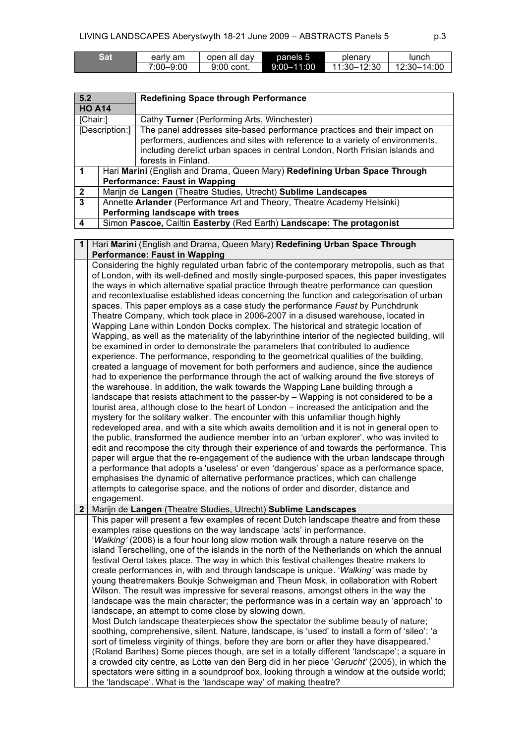| Sat | early am | open all day | panels 5 | plenary | lunch |
|---|---|---|---|---|---|
| | 7:00–9:00 | 9:00 cont. | 9:00–11:00 | 11:30–12:30 | 12:30–14:00 |

| 5.2 HO A14 | **Redefining Space through Performance** |
|---|---|
| [Chair:] | Cathy **Turner** (Performing Arts, Winchester) |
| [Description:] | The panel addresses site-based performance practices and their impact on performers, audiences and sites with reference to a variety of environments, including derelict urban spaces in central London, North Frisian islands and forests in Finland. |
| 1 | Hari **Marini** (English and Drama, Queen Mary) **Redefining Urban Space Through Performance: Faust in Wapping** |
| 2 | Marijn de **Langen** (Theatre Studies, Utrecht) **Sublime Landscapes** |
| 3 | Annette **Arlander** (Performance Art and Theory, Theatre Academy Helsinki) **Performing landscape with trees** |
| 4 | Simon **Pascoe,** Cailtin **Easterby** (Red Earth) **Landscape: The protagonist** |

**1** Hari **Marini** (English and Drama, Queen Mary) **Redefining Urban Space Through Performance: Faust in Wapping**

Considering the highly regulated urban fabric of the contemporary metropolis, such as that of London, with its well-defined and mostly single-purposed spaces, this paper investigates the ways in which alternative spatial practice through theatre performance can question and recontextualise established ideas concerning the function and categorisation of urban spaces. This paper employs as a case study the performance *Faust* by Punchdrunk Theatre Company, which took place in 2006-2007 in a disused warehouse, located in Wapping Lane within London Docks complex. The historical and strategic location of Wapping, as well as the materiality of the labyrinthine interior of the neglected building, will be examined in order to demonstrate the parameters that contributed to audience experience. The performance, responding to the geometrical qualities of the building, created a language of movement for both performers and audience, since the audience had to experience the performance through the act of walking around the five storeys of the warehouse. In addition, the walk towards the Wapping Lane building through a landscape that resists attachment to the passer-by – Wapping is not considered to be a tourist area, although close to the heart of London – increased the anticipation and the mystery for the solitary walker. The encounter with this unfamiliar though highly redeveloped area, and with a site which awaits demolition and it is not in general open to the public, transformed the audience member into an 'urban explorer', who was invited to edit and recompose the city through their experience of and towards the performance. This paper will argue that the re-engagement of the audience with the urban landscape through a performance that adopts a 'useless' or even 'dangerous' space as a performance space, emphasises the dynamic of alternative performance practices, which can challenge attempts to categorise space, and the notions of order and disorder, distance and engagement.

**2** Marijn de **Langen** (Theatre Studies, Utrecht) **Sublime Landscapes**

This paper will present a few examples of recent Dutch landscape theatre and from these examples raise questions on the way landscape 'acts' in performance.

'*Walking'* (2008) is a four hour long slow motion walk through a nature reserve on the island Terschelling, one of the islands in the north of the Netherlands on which the annual festival Oerol takes place. The way in which this festival challenges theatre makers to create performances in, with and through landscape is unique. '*Walking'* was made by young theatremakers Boukje Schweigman and Theun Mosk, in collaboration with Robert Wilson. The result was impressive for several reasons, amongst others in the way the landscape was the main character; the performance was in a certain way an 'approach' to landscape, an attempt to come close by slowing down.

Most Dutch landscape theaterpieces show the spectator the sublime beauty of nature; soothing, comprehensive, silent. Nature, landscape, is 'used' to install a form of 'sileo': 'a sort of timeless virginity of things, before they are born or after they have disappeared.' (Roland Barthes) Some pieces though, are set in a totally different 'landscape'; a square in a crowded city centre, as Lotte van den Berg did in her piece '*Gerucht'* (2005), in which the spectators were sitting in a soundproof box, looking through a window at the outside world; the 'landscape'. What is the 'landscape way' of making theatre?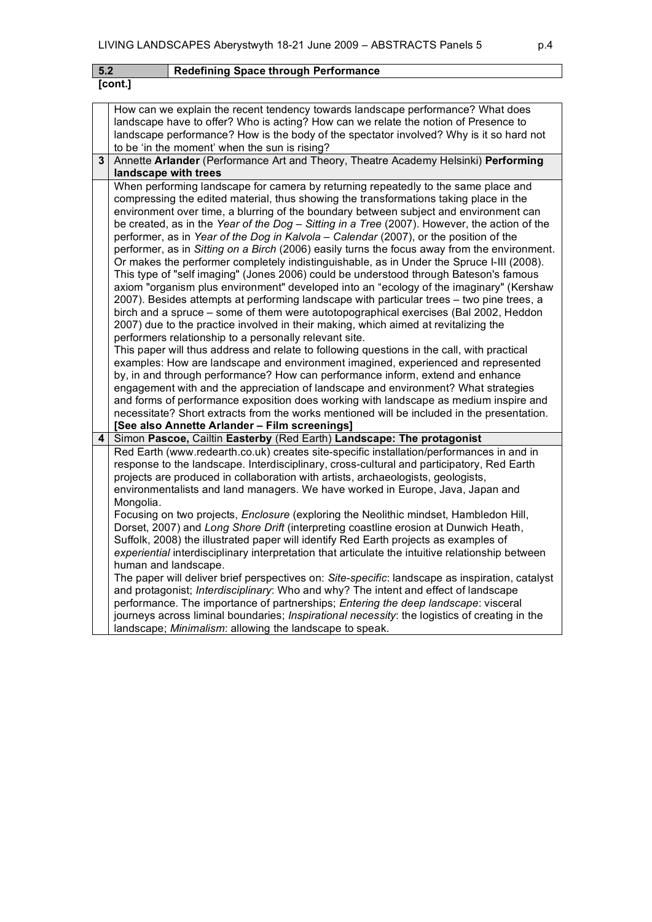## 5.2 Redefining Space through Performance

**[cont.]**

How can we explain the recent tendency towards landscape performance? What does landscape have to offer? Who is acting? How can we relate the notion of Presence to landscape performance? How is the body of the spectator involved? Why is it so hard not to be 'in the moment' when the sun is rising?

### 3 Annette **Arlander** (Performance Art and Theory, Theatre Academy Helsinki) **Performing landscape with trees**

When performing landscape for camera by returning repeatedly to the same place and compressing the edited material, thus showing the transformations taking place in the environment over time, a blurring of the boundary between subject and environment can be created, as in the *Year of the Dog – Sitting in a Tree* (2007). However, the action of the performer, as in *Year of the Dog in Kalvola – Calendar* (2007), or the position of the performer, as in *Sitting on a Birch* (2006) easily turns the focus away from the environment. Or makes the performer completely indistinguishable, as in Under the Spruce I-III (2008). This type of "self imaging" (Jones 2006) could be understood through Bateson's famous axiom "organism plus environment" developed into an "ecology of the imaginary" (Kershaw 2007). Besides attempts at performing landscape with particular trees – two pine trees, a birch and a spruce – some of them were autotopographical exercises (Bal 2002, Heddon 2007) due to the practice involved in their making, which aimed at revitalizing the performers relationship to a personally relevant site.

This paper will thus address and relate to following questions in the call, with practical examples: How are landscape and environment imagined, experienced and represented by, in and through performance? How can performance inform, extend and enhance engagement with and the appreciation of landscape and environment? What strategies and forms of performance exposition does working with landscape as medium inspire and necessitate? Short extracts from the works mentioned will be included in the presentation.

**[See also Annette Arlander – Film screenings]**

### 4 Simon **Pascoe,** Cailtin **Easterby** (Red Earth) **Landscape: The protagonist**

Red Earth (www.redearth.co.uk) creates site-specific installation/performances in and in response to the landscape. Interdisciplinary, cross-cultural and participatory, Red Earth projects are produced in collaboration with artists, archaeologists, geologists, environmentalists and land managers. We have worked in Europe, Java, Japan and Mongolia.

Focusing on two projects, *Enclosure* (exploring the Neolithic mindset, Hambledon Hill, Dorset, 2007) and *Long Shore Drift* (interpreting coastline erosion at Dunwich Heath, Suffolk, 2008) the illustrated paper will identify Red Earth projects as examples of *experiential* interdisciplinary interpretation that articulate the intuitive relationship between human and landscape.

The paper will deliver brief perspectives on: *Site-specific*: landscape as inspiration, catalyst and protagonist; *Interdisciplinary*: Who and why? The intent and effect of landscape performance. The importance of partnerships; *Entering the deep landscape*: visceral journeys across liminal boundaries; *Inspirational necessity*: the logistics of creating in the landscape; *Minimalism*: allowing the landscape to speak.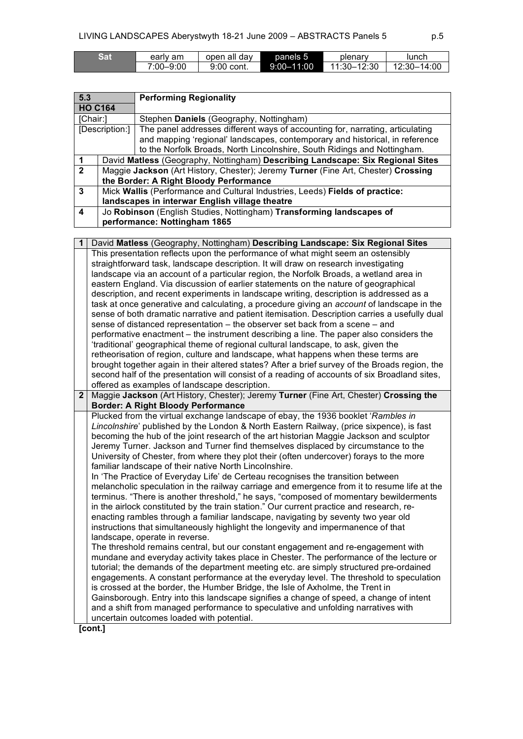| Sat | early am | open all day | panels 5 | plenary | lunch |
| --- | --- | --- | --- | --- | --- |
| | 7:00–9:00 | 9:00 cont. | 9:00–11:00 | 11:30–12:30 | 12:30–14:00 |

| 5.3 | **Performing Regionality** |
| --- | --- |
| **HO C164** | |
| [Chair:] | Stephen **Daniels** (Geography, Nottingham) |
| [Description:] | The panel addresses different ways of accounting for, narrating, articulating and mapping 'regional' landscapes, contemporary and historical, in reference to the Norfolk Broads, North Lincolnshire, South Ridings and Nottingham. |
| **1** | David **Matless** (Geography, Nottingham) **Describing Landscape: Six Regional Sites** |
| **2** | Maggie **Jackson** (Art History, Chester); Jeremy **Turner** (Fine Art, Chester) **Crossing the Border: A Right Bloody Performance** |
| **3** | Mick **Wallis** (Performance and Cultural Industries, Leeds) **Fields of practice: landscapes in interwar English village theatre** |
| **4** | Jo **Robinson** (English Studies, Nottingham) **Transforming landscapes of performance: Nottingham 1865** |

**1** David **Matless** (Geography, Nottingham) **Describing Landscape: Six Regional Sites**

This presentation reflects upon the performance of what might seem an ostensibly straightforward task, landscape description. It will draw on research investigating landscape via an account of a particular region, the Norfolk Broads, a wetland area in eastern England. Via discussion of earlier statements on the nature of geographical description, and recent experiments in landscape writing, description is addressed as a task at once generative and calculating, a procedure giving an *account* of landscape in the sense of both dramatic narrative and patient itemisation. Description carries a usefully dual sense of distanced representation – the observer set back from a scene – and performative enactment – the instrument describing a line. The paper also considers the 'traditional' geographical theme of regional cultural landscape, to ask, given the retheorisation of region, culture and landscape, what happens when these terms are brought together again in their altered states? After a brief survey of the Broads region, the second half of the presentation will consist of a reading of accounts of six Broadland sites, offered as examples of landscape description.

**2** Maggie **Jackson** (Art History, Chester); Jeremy **Turner** (Fine Art, Chester) **Crossing the Border: A Right Bloody Performance**

Plucked from the virtual exchange landscape of ebay, the 1936 booklet '*Rambles in Lincolnshire*' published by the London & North Eastern Railway, (price sixpence), is fast becoming the hub of the joint research of the art historian Maggie Jackson and sculptor Jeremy Turner. Jackson and Turner find themselves displaced by circumstance to the University of Chester, from where they plot their (often undercover) forays to the more familiar landscape of their native North Lincolnshire.

In 'The Practice of Everyday Life' de Certeau recognises the transition between melancholic speculation in the railway carriage and emergence from it to resume life at the terminus. "There is another threshold," he says, "composed of momentary bewilderments in the airlock constituted by the train station." Our current practice and research, re-enacting rambles through a familiar landscape, navigating by seventy two year old instructions that simultaneously highlight the longevity and impermanence of that landscape, operate in reverse.

The threshold remains central, but our constant engagement and re-engagement with mundane and everyday activity takes place in Chester. The performance of the lecture or tutorial; the demands of the department meeting etc. are simply structured pre-ordained engagements. A constant performance at the everyday level. The threshold to speculation is crossed at the border, the Humber Bridge, the Isle of Axholme, the Trent in Gainsborough. Entry into this landscape signifies a change of speed, a change of intent and a shift from managed performance to speculative and unfolding narratives with uncertain outcomes loaded with potential.

**[cont.]**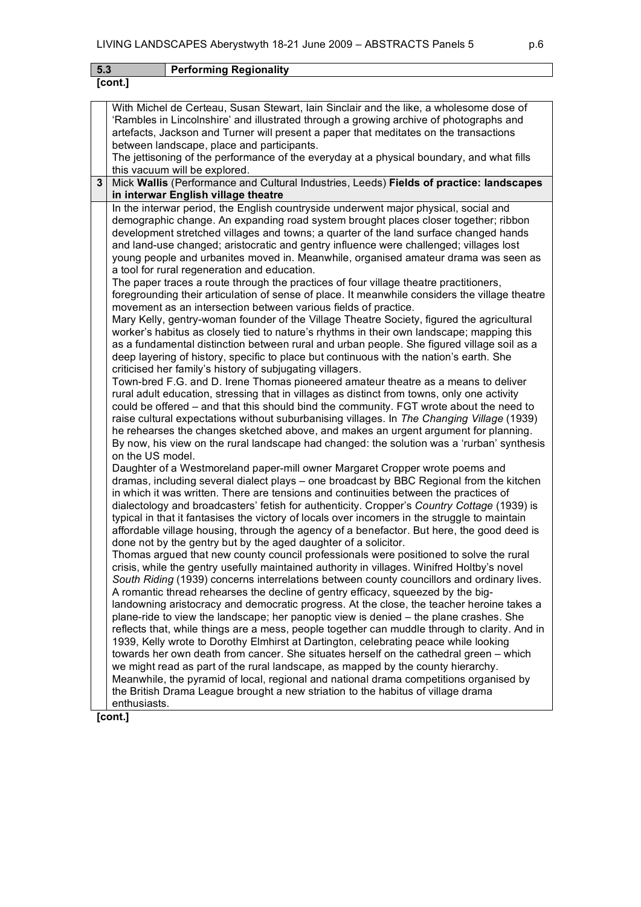| 5.3 | Performing Regionality |
|---|---|

**[cont.]**

With Michel de Certeau, Susan Stewart, Iain Sinclair and the like, a wholesome dose of 'Rambles in Lincolnshire' and illustrated through a growing archive of photographs and artefacts, Jackson and Turner will present a paper that meditates on the transactions between landscape, place and participants.
The jettisoning of the performance of the everyday at a physical boundary, and what fills this vacuum will be explored.

**3** Mick **Wallis** (Performance and Cultural Industries, Leeds) **Fields of practice: landscapes in interwar English village theatre**

In the interwar period, the English countryside underwent major physical, social and demographic change. An expanding road system brought places closer together; ribbon development stretched villages and towns; a quarter of the land surface changed hands and land-use changed; aristocratic and gentry influence were challenged; villages lost young people and urbanites moved in. Meanwhile, organised amateur drama was seen as a tool for rural regeneration and education.
The paper traces a route through the practices of four village theatre practitioners, foregrounding their articulation of sense of place. It meanwhile considers the village theatre movement as an intersection between various fields of practice.
Mary Kelly, gentry-woman founder of the Village Theatre Society, figured the agricultural worker's habitus as closely tied to nature's rhythms in their own landscape; mapping this as a fundamental distinction between rural and urban people. She figured village soil as a deep layering of history, specific to place but continuous with the nation's earth. She criticised her family's history of subjugating villagers.
Town-bred F.G. and D. Irene Thomas pioneered amateur theatre as a means to deliver rural adult education, stressing that in villages as distinct from towns, only one activity could be offered – and that this should bind the community. FGT wrote about the need to raise cultural expectations without suburbanising villages. In *The Changing Village* (1939) he rehearses the changes sketched above, and makes an urgent argument for planning. By now, his view on the rural landscape had changed: the solution was a 'rurban' synthesis on the US model.
Daughter of a Westmoreland paper-mill owner Margaret Cropper wrote poems and dramas, including several dialect plays – one broadcast by BBC Regional from the kitchen in which it was written. There are tensions and continuities between the practices of dialectology and broadcasters' fetish for authenticity. Cropper's *Country Cottage* (1939) is typical in that it fantasises the victory of locals over incomers in the struggle to maintain affordable village housing, through the agency of a benefactor. But here, the good deed is done not by the gentry but by the aged daughter of a solicitor.
Thomas argued that new county council professionals were positioned to solve the rural crisis, while the gentry usefully maintained authority in villages. Winifred Holtby's novel *South Riding* (1939) concerns interrelations between county councillors and ordinary lives. A romantic thread rehearses the decline of gentry efficacy, squeezed by the big-landowning aristocracy and democratic progress. At the close, the teacher heroine takes a plane-ride to view the landscape; her panoptic view is denied – the plane crashes. She reflects that, while things are a mess, people together can muddle through to clarity. And in 1939, Kelly wrote to Dorothy Elmhirst at Dartington, celebrating peace while looking towards her own death from cancer. She situates herself on the cathedral green – which we might read as part of the rural landscape, as mapped by the county hierarchy. Meanwhile, the pyramid of local, regional and national drama competitions organised by the British Drama League brought a new striation to the habitus of village drama enthusiasts.

**[cont.]**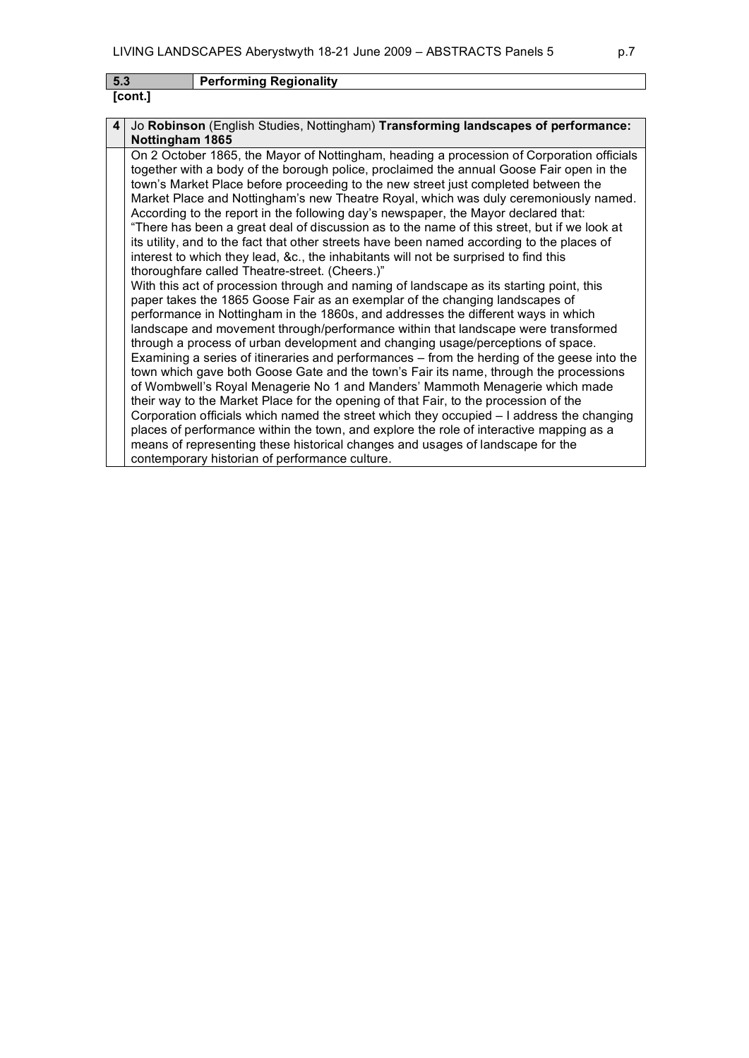| 5.3 | Performing Regionality |
| --- | --- |

**[cont.]**

**4** Jo **Robinson** (English Studies, Nottingham) **Transforming landscapes of performance: Nottingham 1865**

On 2 October 1865, the Mayor of Nottingham, heading a procession of Corporation officials together with a body of the borough police, proclaimed the annual Goose Fair open in the town's Market Place before proceeding to the new street just completed between the Market Place and Nottingham's new Theatre Royal, which was duly ceremoniously named. According to the report in the following day's newspaper, the Mayor declared that: "There has been a great deal of discussion as to the name of this street, but if we look at its utility, and to the fact that other streets have been named according to the places of interest to which they lead, &c., the inhabitants will not be surprised to find this thoroughfare called Theatre-street. (Cheers.)"
With this act of procession through and naming of landscape as its starting point, this paper takes the 1865 Goose Fair as an exemplar of the changing landscapes of performance in Nottingham in the 1860s, and addresses the different ways in which landscape and movement through/performance within that landscape were transformed through a process of urban development and changing usage/perceptions of space. Examining a series of itineraries and performances – from the herding of the geese into the town which gave both Goose Gate and the town's Fair its name, through the processions of Wombwell's Royal Menagerie No 1 and Manders' Mammoth Menagerie which made their way to the Market Place for the opening of that Fair, to the procession of the Corporation officials which named the street which they occupied – I address the changing places of performance within the town, and explore the role of interactive mapping as a means of representing these historical changes and usages of landscape for the contemporary historian of performance culture.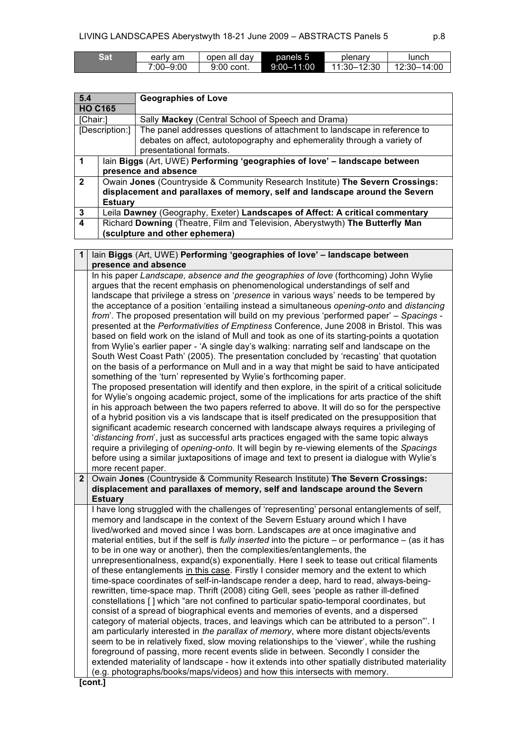| Sat | early am | open all day | panels 5 | plenary | lunch |
|---|---|---|---|---|---|
| | 7:00–9:00 | 9:00 cont. | 9:00–11:00 | 11:30–12:30 | 12:30–14:00 |

| **5.4** | **Geographies of Love** |
|---|---|
| **HO C165** | |
| [Chair:] | Sally **Mackey** (Central School of Speech and Drama) |
| [Description:] | The panel addresses questions of attachment to landscape in reference to debates on affect, autotopography and ephemerality through a variety of presentational formats. |
| **1** | Iain **Biggs** (Art, UWE) **Performing 'geographies of love' – landscape between presence and absence** |
| **2** | Owain **Jones** (Countryside & Community Research Institute) **The Severn Crossings: displacement and parallaxes of memory, self and landscape around the Severn Estuary** |
| **3** | Leila **Dawney** (Geography, Exeter) **Landscapes of Affect: A critical commentary** |
| **4** | Richard **Downing** (Theatre, Film and Television, Aberystwyth) **The Butterfly Man (sculpture and other ephemera)** |

**1** Iain **Biggs** (Art, UWE) **Performing 'geographies of love' – landscape between presence and absence**

In his paper *Landscape, absence and the geographies of love* (forthcoming) John Wylie argues that the recent emphasis on phenomenological understandings of self and landscape that privilege a stress on '*presence* in various ways' needs to be tempered by the acceptance of a position 'entailing instead a simultaneous *opening-onto* and *distancing from*'. The proposed presentation will build on my previous 'performed paper' – *Spacings* - presented at the *Performativities of Emptiness* Conference, June 2008 in Bristol. This was based on field work on the island of Mull and took as one of its starting-points a quotation from Wylie's earlier paper - 'A single day's walking: narrating self and landscape on the South West Coast Path' (2005). The presentation concluded by 'recasting' that quotation on the basis of a performance on Mull and in a way that might be said to have anticipated something of the 'turn' represented by Wylie's forthcoming paper.

The proposed presentation will identify and then explore, in the spirit of a critical solicitude for Wylie's ongoing academic project, some of the implications for arts practice of the shift in his approach between the two papers referred to above. It will do so for the perspective of a hybrid position vis a vis landscape that is itself predicated on the presupposition that significant academic research concerned with landscape always requires a privileging of '*distancing from*', just as successful arts practices engaged with the same topic always require a privileging of *opening-onto*. It will begin by re-viewing elements of the *Spacings* before using a similar juxtapositions of image and text to present ia dialogue with Wylie's more recent paper.

**2** Owain **Jones** (Countryside & Community Research Institute) **The Severn Crossings: displacement and parallaxes of memory, self and landscape around the Severn Estuary**

I have long struggled with the challenges of 'representing' personal entanglements of self, memory and landscape in the context of the Severn Estuary around which I have lived/worked and moved since I was born. Landscapes *are* at once imaginative and material entities, but if the self is *fully inserted* into the picture – or performance – (as it has to be in one way or another), then the complexities/entanglements, the unrepresentionalness, expand(s) exponentially. Here I seek to tease out critical filaments of these entanglements in this case. Firstly I consider memory and the extent to which time-space coordinates of self-in-landscape render a deep, hard to read, always-being-rewritten, time-space map. Thrift (2008) citing Gell, sees 'people as rather ill-defined constellations [ ] which "are not confined to particular spatio-temporal coordinates, but consist of a spread of biographical events and memories of events, and a dispersed category of material objects, traces, and leavings which can be attributed to a person"'. I am particularly interested in *the parallax of memory*, where more distant objects/events seem to be in relatively fixed, slow moving relationships to the 'viewer', while the rushing foreground of passing, more recent events slide in between. Secondly I consider the extended materiality of landscape - how it extends into other spatially distributed materiality (e.g. photographs/books/maps/videos) and how this intersects with memory.

**[cont.]**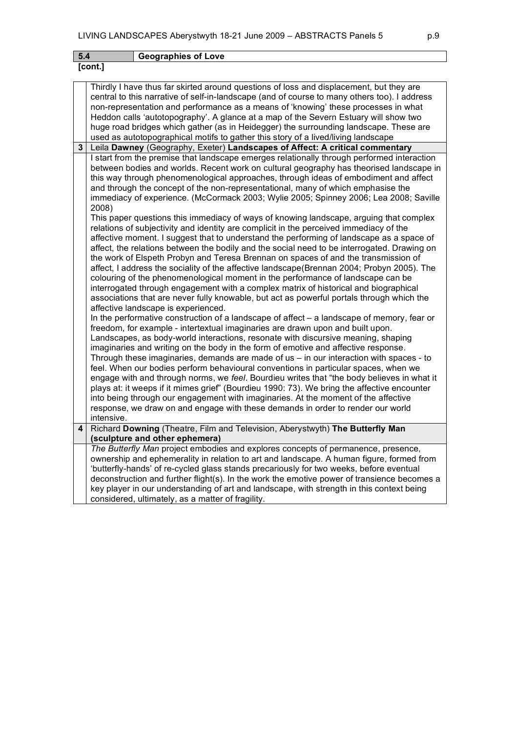## 5.4 Geographies of Love

**[cont.]**

Thirdly I have thus far skirted around questions of loss and displacement, but they are central to this narrative of self-in-landscape (and of course to many others too). I address non-representation and performance as a means of 'knowing' these processes in what Heddon calls 'autotopography'. A glance at a map of the Severn Estuary will show two huge road bridges which gather (as in Heidegger) the surrounding landscape. These are used as autotopographical motifs to gather this story of a lived/living landscape

### 3 Leila **Dawney** (Geography, Exeter) **Landscapes of Affect: A critical commentary**

I start from the premise that landscape emerges relationally through performed interaction between bodies and worlds. Recent work on cultural geography has theorised landscape in this way through phenomenological approaches, through ideas of embodiment and affect and through the concept of the non-representational, many of which emphasise the immediacy of experience. (McCormack 2003; Wylie 2005; Spinney 2006; Lea 2008; Saville 2008)

This paper questions this immediacy of ways of knowing landscape, arguing that complex relations of subjectivity and identity are complicit in the perceived immediacy of the affective moment. I suggest that to understand the performing of landscape as a space of affect, the relations between the bodily and the social need to be interrogated. Drawing on the work of Elspeth Probyn and Teresa Brennan on spaces of and the transmission of affect, I address the sociality of the affective landscape(Brennan 2004; Probyn 2005). The colouring of the phenomenological moment in the performance of landscape can be interrogated through engagement with a complex matrix of historical and biographical associations that are never fully knowable, but act as powerful portals through which the affective landscape is experienced.

In the performative construction of a landscape of affect – a landscape of memory, fear or freedom, for example - intertextual imaginaries are drawn upon and built upon. Landscapes, as body-world interactions, resonate with discursive meaning, shaping imaginaries and writing on the body in the form of emotive and affective response. Through these imaginaries, demands are made of us – in our interaction with spaces - to feel. When our bodies perform behavioural conventions in particular spaces, when we engage with and through norms, we *feel*. Bourdieu writes that "the body believes in what it plays at: it weeps if it mimes grief" (Bourdieu 1990: 73). We bring the affective encounter into being through our engagement with imaginaries. At the moment of the affective response, we draw on and engage with these demands in order to render our world intensive.

### 4 Richard **Downing** (Theatre, Film and Television, Aberystwyth) **The Butterfly Man (sculpture and other ephemera)**

*The Butterfly Man* project embodies and explores concepts of permanence, presence, ownership and ephemerality in relation to art and landscape. A human figure, formed from 'butterfly-hands' of re-cycled glass stands precariously for two weeks, before eventual deconstruction and further flight(s). In the work the emotive power of transience becomes a key player in our understanding of art and landscape, with strength in this context being considered, ultimately, as a matter of fragility.